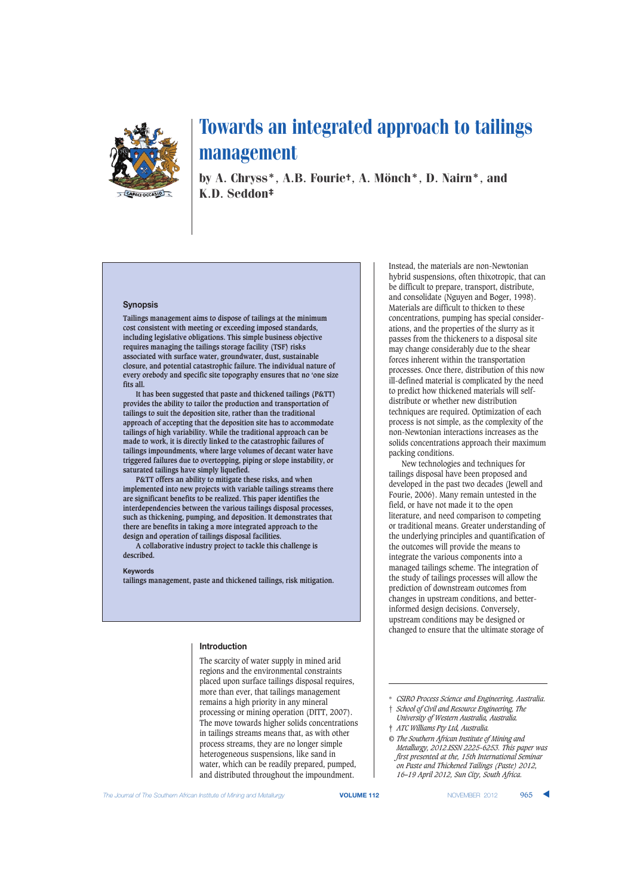# Towards an integrated approach to tailings management

by A. Chryss\*, A.B. Fourie†, A. Mönch\*, D. Nairn\*, and K.D. Seddon‡

## Synopsis

Tailings management aims to dispose of tailings at the minimum cost consistent with meeting or exceeding imposed standards, including legislative obligations. This simple business objective requires managing the tailings storage facility (TSF) risks associated with surface water, groundwater, dust, sustainable closure, and potential catastrophic failure. The individual nature of every orebody and specific site topography ensures that no 'one size fits all.

It has been suggested that paste and thickened tailings (P&TT) provides the ability to tailor the production and transportation of tailings to suit the deposition site, rather than the traditional approach of accepting that the deposition site has to accommodate tailings of high variability. While the traditional approach can be made to work, it is directly linked to the catastrophic failures of tailings impoundments, where large volumes of decant water have triggered failures due to overtopping, piping or slope instability, or saturated tailings have simply liquefied.

P&TT offers an ability to mitigate these risks, and when implemented into new projects with variable tailings streams there are significant benefits to be realized. This paper identifies the interdependencies between the various tailings disposal processes, such as thickening, pumping, and deposition. It demonstrates that there are benefits in taking a more integrated approach to the design and operation of tailings disposal facilities.

A collaborative industry project to tackle this challenge is described.

## Keywords

tailings management, paste and thickened tailings, risk mitigation.

## Introduction

The scarcity of water supply in mined arid regions and the environmental constraints placed upon surface tailings disposal requires, more than ever, that tailings management remains a high priority in any mineral processing or mining operation (DITT, 2007). The move towards higher solids concentrations in tailings streams means that, as with other process streams, they are no longer simple heterogeneous suspensions, like sand in water, which can be readily prepared, pumped, and distributed throughout the impoundment. Instead, the materials are non-Newtonian hybrid suspensions, often thixotropic, that can be difficult to prepare, transport, distribute, and consolidate (Nguyen and Boger, 1998). Materials are difficult to thicken to these concentrations, pumping has special considerations, and the properties of the slurry as it passes from the thickeners to a disposal site may change considerably due to the shear forces inherent within the transportation processes. Once there, distribution of this now ill-defined material is complicated by the need to predict how thickened materials will self-distribute or whether new distribution techniques are required. Optimization of each process is not simple, as the complexity of the non-Newtonian interactions increases as the solids concentrations approach their maximum packing conditions.

New technologies and techniques for tailings disposal have been proposed and developed in the past two decades (Jewell and Fourie, 2006). Many remain untested in the field, or have not made it to the open literature, and need comparison to competing or traditional means. Greater understanding of the underlying principles and quantification of the outcomes will provide the means to integrate the various components into a managed tailings scheme. The integration of the study of tailings processes will allow the prediction of downstream outcomes from changes in upstream conditions, and better-informed design decisions. Conversely, upstream conditions may be designed or changed to ensure that the ultimate storage of

---

\* *CSIRO Process Science and Engineering, Australia.*

† *School of Civil and Resource Engineering, The University of Western Australia, Australia.*

‡ *ATC Williams Pty Ltd, Australia.*

© *The Southern African Institute of Mining and Metallurgy, 2012.ISSN 2225-6253. This paper was first presented at the, 15th International Seminar on Paste and Thickened Tailings (Paste) 2012, 16–19 April 2012, Sun City, South Africa.*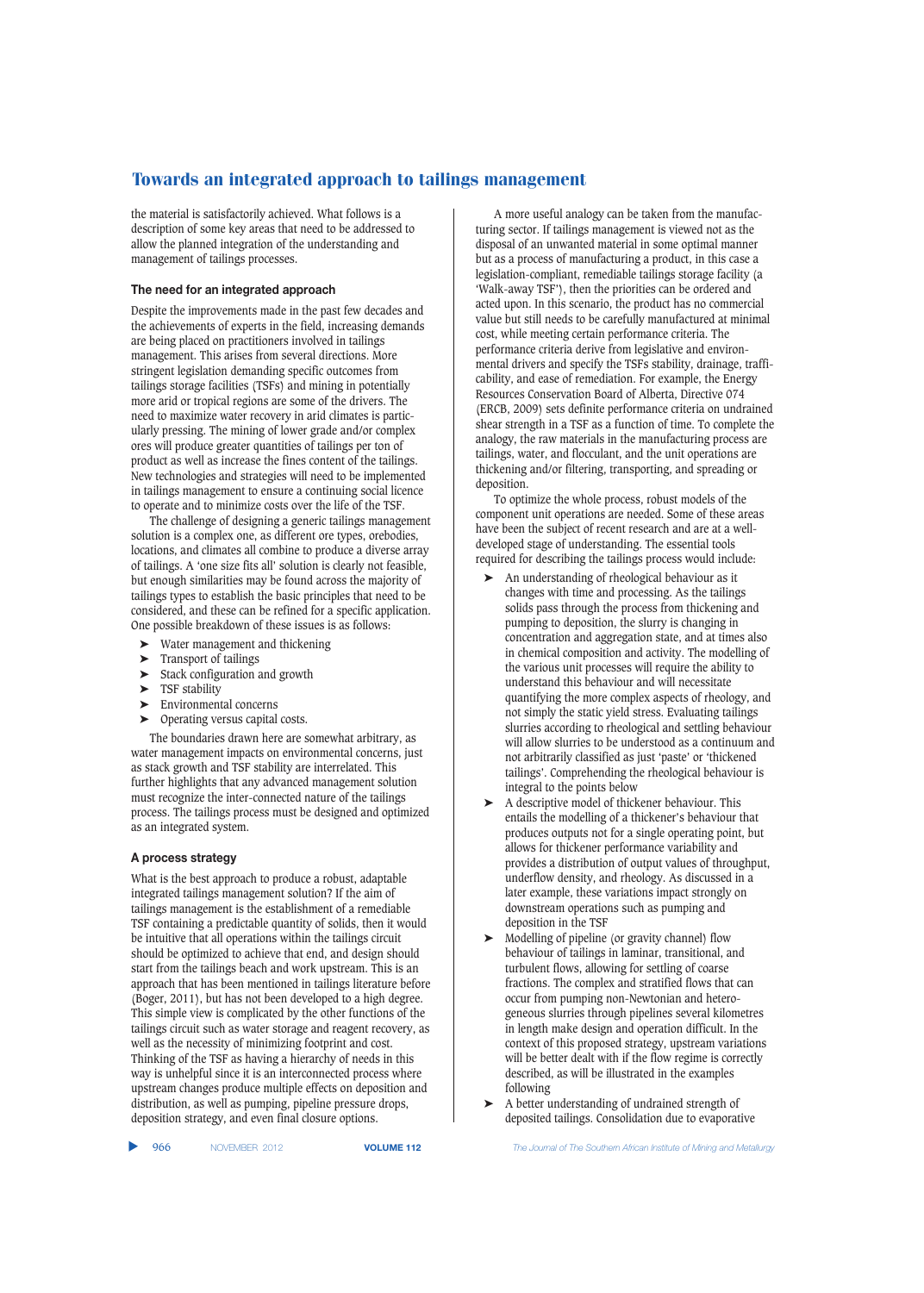the material is satisfactorily achieved. What follows is a description of some key areas that need to be addressed to allow the planned integration of the understanding and management of tailings processes.

### The need for an integrated approach

Despite the improvements made in the past few decades and the achievements of experts in the field, increasing demands are being placed on practitioners involved in tailings management. This arises from several directions. More stringent legislation demanding specific outcomes from tailings storage facilities (TSFs) and mining in potentially more arid or tropical regions are some of the drivers. The need to maximize water recovery in arid climates is particularly pressing. The mining of lower grade and/or complex ores will produce greater quantities of tailings per ton of product as well as increase the fines content of the tailings. New technologies and strategies will need to be implemented in tailings management to ensure a continuing social licence to operate and to minimize costs over the life of the TSF.

The challenge of designing a generic tailings management solution is a complex one, as different ore types, orebodies, locations, and climates all combine to produce a diverse array of tailings. A 'one size fits all' solution is clearly not feasible, but enough similarities may be found across the majority of tailings types to establish the basic principles that need to be considered, and these can be refined for a specific application. One possible breakdown of these issues is as follows:

- Water management and thickening
- Transport of tailings
- Stack configuration and growth
- TSF stability
- Environmental concerns
- Operating versus capital costs.

The boundaries drawn here are somewhat arbitrary, as water management impacts on environmental concerns, just as stack growth and TSF stability are interrelated. This further highlights that any advanced management solution must recognize the inter-connected nature of the tailings process. The tailings process must be designed and optimized as an integrated system.

### A process strategy

What is the best approach to produce a robust, adaptable integrated tailings management solution? If the aim of tailings management is the establishment of a remediable TSF containing a predictable quantity of solids, then it would be intuitive that all operations within the tailings circuit should be optimized to achieve that end, and design should start from the tailings beach and work upstream. This is an approach that has been mentioned in tailings literature before (Boger, 2011), but has not been developed to a high degree. This simple view is complicated by the other functions of the tailings circuit such as water storage and reagent recovery, as well as the necessity of minimizing footprint and cost. Thinking of the TSF as having a hierarchy of needs in this way is unhelpful since it is an interconnected process where upstream changes produce multiple effects on deposition and distribution, as well as pumping, pipeline pressure drops, deposition strategy, and even final closure options.

A more useful analogy can be taken from the manufacturing sector. If tailings management is viewed not as the disposal of an unwanted material in some optimal manner but as a process of manufacturing a product, in this case a legislation-compliant, remediable tailings storage facility (a 'Walk-away TSF'), then the priorities can be ordered and acted upon. In this scenario, the product has no commercial value but still needs to be carefully manufactured at minimal cost, while meeting certain performance criteria. The performance criteria derive from legislative and environmental drivers and specify the TSFs stability, drainage, trafficability, and ease of remediation. For example, the Energy Resources Conservation Board of Alberta, Directive 074 (ERCB, 2009) sets definite performance criteria on undrained shear strength in a TSF as a function of time. To complete the analogy, the raw materials in the manufacturing process are tailings, water, and flocculant, and the unit operations are thickening and/or filtering, transporting, and spreading or deposition.

To optimize the whole process, robust models of the component unit operations are needed. Some of these areas have been the subject of recent research and are at a well-developed stage of understanding. The essential tools required for describing the tailings process would include:

- An understanding of rheological behaviour as it changes with time and processing. As the tailings solids pass through the process from thickening and pumping to deposition, the slurry is changing in concentration and aggregation state, and at times also in chemical composition and activity. The modelling of the various unit processes will require the ability to understand this behaviour and will necessitate quantifying the more complex aspects of rheology, and not simply the static yield stress. Evaluating tailings slurries according to rheological and settling behaviour will allow slurries to be understood as a continuum and not arbitrarily classified as just 'paste' or 'thickened tailings'. Comprehending the rheological behaviour is integral to the points below
- A descriptive model of thickener behaviour. This entails the modelling of a thickener's behaviour that produces outputs not for a single operating point, but allows for thickener performance variability and provides a distribution of output values of throughput, underflow density, and rheology. As discussed in a later example, these variations impact strongly on downstream operations such as pumping and deposition in the TSF
- Modelling of pipeline (or gravity channel) flow behaviour of tailings in laminar, transitional, and turbulent flows, allowing for settling of coarse fractions. The complex and stratified flows that can occur from pumping non-Newtonian and heterogeneous slurries through pipelines several kilometres in length make design and operation difficult. In the context of this proposed strategy, upstream variations will be better dealt with if the flow regime is correctly described, as will be illustrated in the examples following
- A better understanding of undrained strength of deposited tailings. Consolidation due to evaporative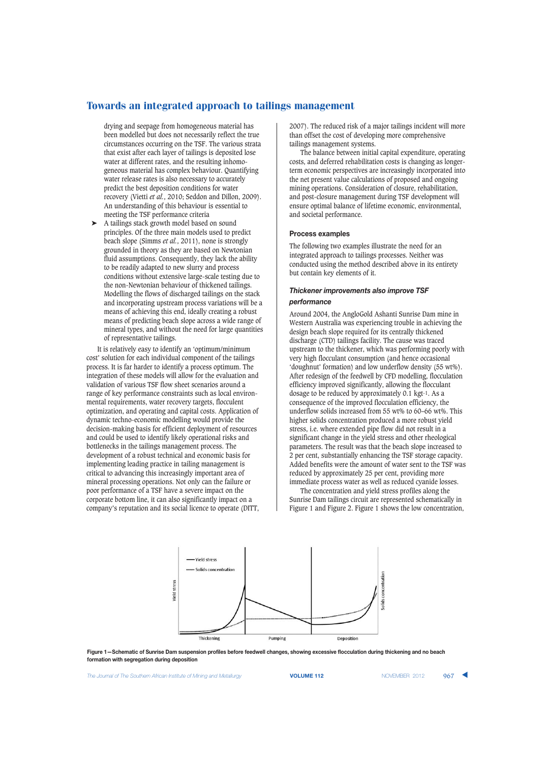drying and seepage from homogeneous material has been modelled but does not necessarily reflect the true circumstances occurring on the TSF. The various strata that exist after each layer of tailings is deposited lose water at different rates, and the resulting inhomogeneous material has complex behaviour. Quantifying water release rates is also necessary to accurately predict the best deposition conditions for water recovery (Vietti *et al.*, 2010; Seddon and Dillon, 2009). An understanding of this behaviour is essential to meeting the TSF performance criteria

- A tailings stack growth model based on sound principles. Of the three main models used to predict beach slope (Simms *et al.*, 2011), none is strongly grounded in theory as they are based on Newtonian fluid assumptions. Consequently, they lack the ability to be readily adapted to new slurry and process conditions without extensive large-scale testing due to the non-Newtonian behaviour of thickened tailings. Modelling the flows of discharged tailings on the stack and incorporating upstream process variations will be a means of achieving this end, ideally creating a robust means of predicting beach slope across a wide range of mineral types, and without the need for large quantities of representative tailings.

It is relatively easy to identify an 'optimum/minimum cost' solution for each individual component of the tailings process. It is far harder to identify a process optimum. The integration of these models will allow for the evaluation and validation of various TSF flow sheet scenarios around a range of key performance constraints such as local environmental requirements, water recovery targets, flocculant optimization, and operating and capital costs. Application of dynamic techno-economic modelling would provide the decision-making basis for efficient deployment of resources and could be used to identify likely operational risks and bottlenecks in the tailings management process. The development of a robust technical and economic basis for implementing leading practice in tailing management is critical to advancing this increasingly important area of mineral processing operations. Not only can the failure or poor performance of a TSF have a severe impact on the corporate bottom line, it can also significantly impact on a company's reputation and its social licence to operate (DITT, 2007). The reduced risk of a major tailings incident will more than offset the cost of developing more comprehensive tailings management systems.

The balance between initial capital expenditure, operating costs, and deferred rehabilitation costs is changing as longer-term economic perspectives are increasingly incorporated into the net present value calculations of proposed and ongoing mining operations. Consideration of closure, rehabilitation, and post-closure management during TSF development will ensure optimal balance of lifetime economic, environmental, and societal performance.

## Process examples

The following two examples illustrate the need for an integrated approach to tailings processes. Neither was conducted using the method described above in its entirety but contain key elements of it.

### *Thickener improvements also improve TSF performance*

Around 2004, the AngloGold Ashanti Sunrise Dam mine in Western Australia was experiencing trouble in achieving the design beach slope required for its centrally thickened discharge (CTD) tailings facility. The cause was traced upstream to the thickener, which was performing poorly with very high flocculant consumption (and hence occasional 'doughnut' formation) and low underflow density (55 wt%). After redesign of the feedwell by CFD modelling, flocculation efficiency improved significantly, allowing the flocculant dosage to be reduced by approximately 0.1 $kgt^{-1}$. As a consequence of the improved flocculation efficiency, the underflow solids increased from 55 wt% to 60–66 wt%. This higher solids concentration produced a more robust yield stress, i.e. where extended pipe flow did not result in a significant change in the yield stress and other rheological parameters. The result was that the beach slope increased to 2 per cent, substantially enhancing the TSF storage capacity. Added benefits were the amount of water sent to the TSF was reduced by approximately 25 per cent, providing more immediate process water as well as reduced cyanide losses.

The concentration and yield stress profiles along the Sunrise Dam tailings circuit are represented schematically in Figure 1 and Figure 2. Figure 1 shows the low concentration,

**Figure 1—Schematic of Sunrise Dam suspension profiles before feedwell changes, showing excessive flocculation during thickening and no beach formation with segregation during deposition**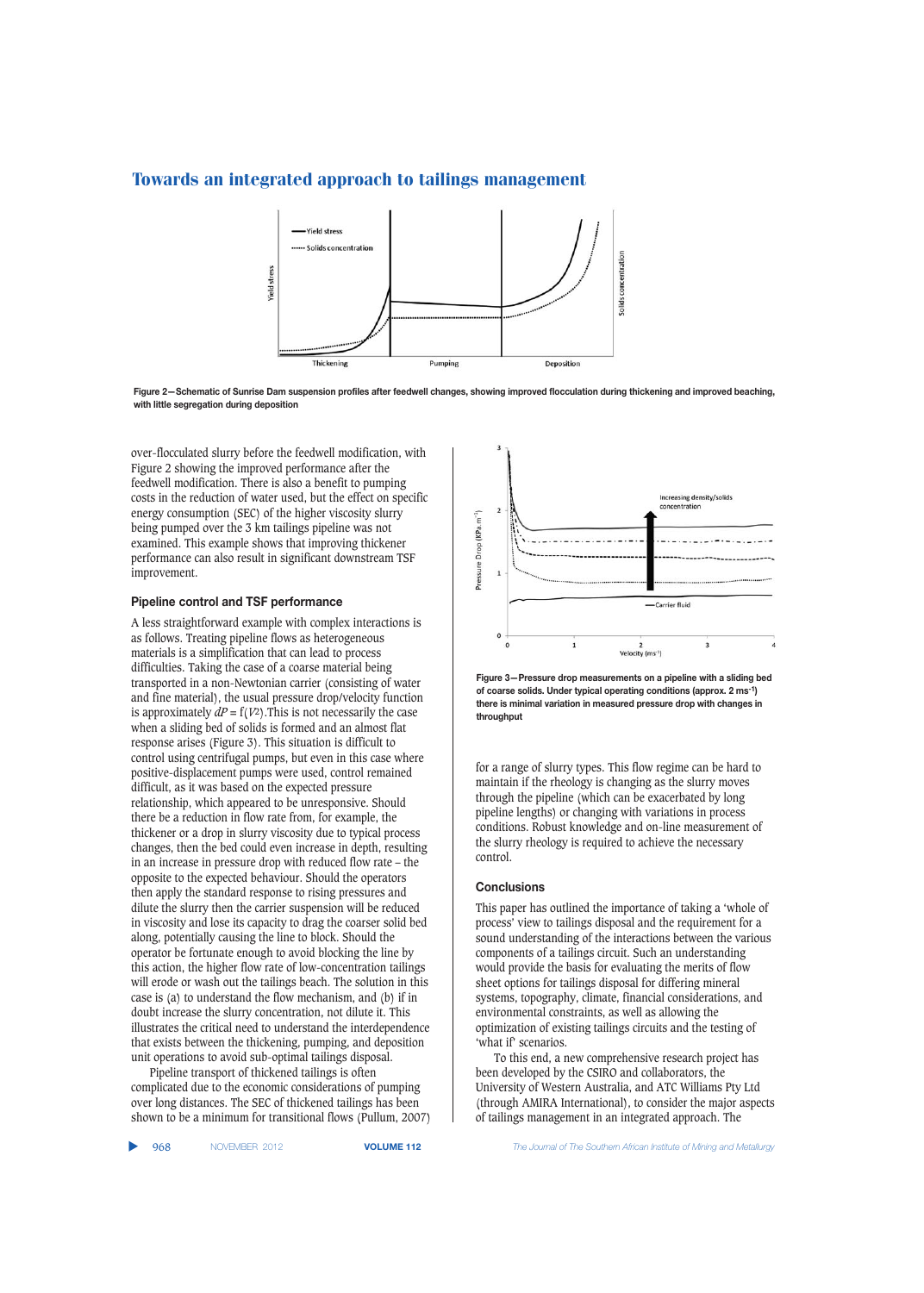Figure 2—Schematic of Sunrise Dam suspension profiles after feedwell changes, showing improved flocculation during thickening and improved beaching, with little segregation during deposition

over-flocculated slurry before the feedwell modification, with Figure 2 showing the improved performance after the feedwell modification. There is also a benefit to pumping costs in the reduction of water used, but the effect on specific energy consumption (SEC) of the higher viscosity slurry being pumped over the 3 km tailings pipeline was not examined. This example shows that improving thickener performance can also result in significant downstream TSF improvement.

### Pipeline control and TSF performance

A less straightforward example with complex interactions is as follows. Treating pipeline flows as heterogeneous materials is a simplification that can lead to process difficulties. Taking the case of a coarse material being transported in a non-Newtonian carrier (consisting of water and fine material), the usual pressure drop/velocity function is approximately $dP = f(V^2)$. This is not necessarily the case when a sliding bed of solids is formed and an almost flat response arises (Figure 3). This situation is difficult to control using centrifugal pumps, but even in this case where positive-displacement pumps were used, control remained difficult, as it was based on the expected pressure relationship, which appeared to be unresponsive. Should there be a reduction in flow rate from, for example, the thickener or a drop in slurry viscosity due to typical process changes, then the bed could even increase in depth, resulting in an increase in pressure drop with reduced flow rate – the opposite to the expected behaviour. Should the operators then apply the standard response to rising pressures and dilute the slurry then the carrier suspension will be reduced in viscosity and lose its capacity to drag the coarser solid bed along, potentially causing the line to block. Should the operator be fortunate enough to avoid blocking the line by this action, the higher flow rate of low-concentration tailings will erode or wash out the tailings beach. The solution in this case is (a) to understand the flow mechanism, and (b) if in doubt increase the slurry concentration, not dilute it. This illustrates the critical need to understand the interdependence that exists between the thickening, pumping, and deposition unit operations to avoid sub-optimal tailings disposal.

Pipeline transport of thickened tailings is often complicated due to the economic considerations of pumping over long distances. The SEC of thickened tailings has been shown to be a minimum for transitional flows (Pullum, 2007) for a range of slurry types. This flow regime can be hard to maintain if the rheology is changing as the slurry moves through the pipeline (which can be exacerbated by long pipeline lengths) or changing with variations in process conditions. Robust knowledge and on-line measurement of the slurry rheology is required to achieve the necessary control.

Figure 3—Pressure drop measurements on a pipeline with a sliding bed of coarse solids. Under typical operating conditions (approx. 2 $ms^{-1}$) there is minimal variation in measured pressure drop with changes in throughput

### Conclusions

This paper has outlined the importance of taking a 'whole of process' view to tailings disposal and the requirement for a sound understanding of the interactions between the various components of a tailings circuit. Such an understanding would provide the basis for evaluating the merits of flow sheet options for tailings disposal for differing mineral systems, topography, climate, financial considerations, and environmental constraints, as well as allowing the optimization of existing tailings circuits and the testing of 'what if' scenarios.

To this end, a new comprehensive research project has been developed by the CSIRO and collaborators, the University of Western Australia, and ATC Williams Pty Ltd (through AMIRA International), to consider the major aspects of tailings management in an integrated approach. The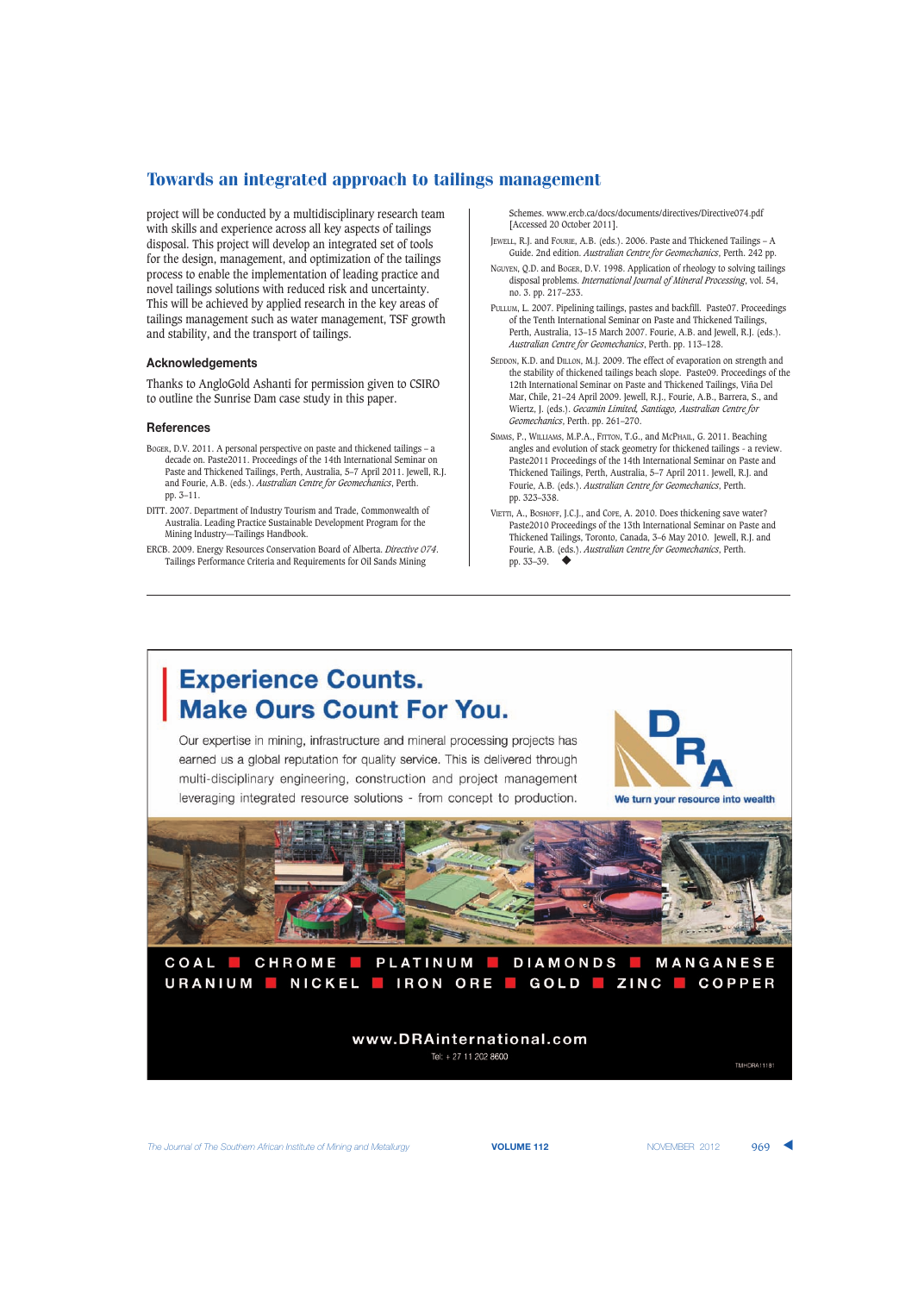project will be conducted by a multidisciplinary research team with skills and experience across all key aspects of tailings disposal. This project will develop an integrated set of tools for the design, management, and optimization of the tailings process to enable the implementation of leading practice and novel tailings solutions with reduced risk and uncertainty. This will be achieved by applied research in the key areas of tailings management such as water management, TSF growth and stability, and the transport of tailings.

## Acknowledgements

Thanks to AngloGold Ashanti for permission given to CSIRO to outline the Sunrise Dam case study in this paper.

## References

BOGER, D.V. 2011. A personal perspective on paste and thickened tailings – a decade on. Paste2011. Proceedings of the 14th International Seminar on Paste and Thickened Tailings, Perth, Australia, 5–7 April 2011. Jewell, R.J. and Fourie, A.B. (eds.). *Australian Centre for Geomechanics*, Perth. pp. 3–11.

DITT. 2007. Department of Industry Tourism and Trade, Commonwealth of Australia. Leading Practice Sustainable Development Program for the Mining Industry—Tailings Handbook.

ERCB. 2009. Energy Resources Conservation Board of Alberta. *Directive 074*. Tailings Performance Criteria and Requirements for Oil Sands Mining Schemes. www.ercb.ca/docs/documents/directives/Directive074.pdf [Accessed 20 October 2011].

JEWELL, R.J. and FOURIE, A.B. (eds.). 2006. Paste and Thickened Tailings – A Guide. 2nd edition. *Australian Centre for Geomechanics*, Perth. 242 pp.

NGUYEN, Q.D. and BOGER, D.V. 1998. Application of rheology to solving tailings disposal problems. *International Journal of Mineral Processing*, vol. 54, no. 3. pp. 217–233.

PULLUM, L. 2007. Pipelining tailings, pastes and backfill. Paste07. Proceedings of the Tenth International Seminar on Paste and Thickened Tailings, Perth, Australia, 13–15 March 2007. Fourie, A.B. and Jewell, R.J. (eds.). *Australian Centre for Geomechanics*, Perth. pp. 113–128.

SEDDON, K.D. and DILLON, M.J. 2009. The effect of evaporation on strength and the stability of thickened tailings beach slope. Paste09. Proceedings of the 12th International Seminar on Paste and Thickened Tailings, Viña Del Mar, Chile, 21–24 April 2009. Jewell, R.J., Fourie, A.B., Barrera, S., and Wiertz, J. (eds.). *Gecamin Limited, Santiago, Australian Centre for Geomechanics*, Perth. pp. 261–270.

SIMMS, P., WILLIAMS, M.P.A., FITTON, T.G., and MCPHAIL, G. 2011. Beaching angles and evolution of stack geometry for thickened tailings - a review. Paste2011 Proceedings of the 14th International Seminar on Paste and Thickened Tailings, Perth, Australia, 5–7 April 2011. Jewell, R.J. and Fourie, A.B. (eds.). *Australian Centre for Geomechanics*, Perth. pp. 323–338.

VIETTI, A., BOSHOFF, J.C.J., and COPE, A. 2010. Does thickening save water? Paste2010 Proceedings of the 13th International Seminar on Paste and Thickened Tailings, Toronto, Canada, 3–6 May 2010. Jewell, R.J. and Fourie, A.B. (eds.). *Australian Centre for Geomechanics*, Perth. pp. 33–39. ◆

---

**Experience Counts.**
**Make Ours Count For You.**

Our expertise in mining, infrastructure and mineral processing projects has earned us a global reputation for quality service. This is delivered through multi-disciplinary engineering, construction and project management leveraging integrated resource solutions - from concept to production.

DRA

We turn your resource into wealth

COAL ■ CHROME ■ PLATINUM ■ DIAMONDS ■ MANGANESE
URANIUM ■ NICKEL ■ IRON ORE ■ GOLD ■ ZINC ■ COPPER

www.DRAinternational.com

Tel: + 27 11 202 8600

TMHDRA11181